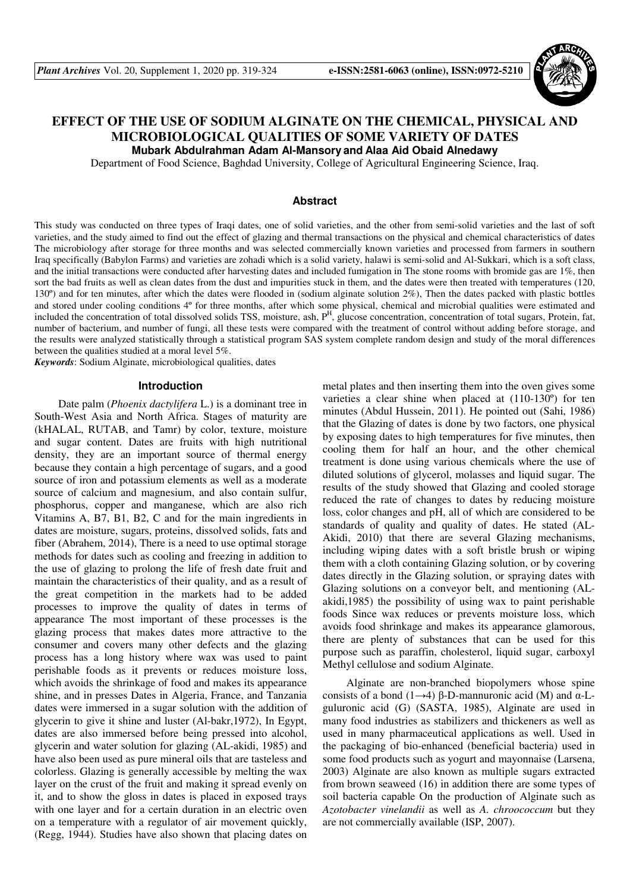# EFFECT OF THE USE OF SODIUM ALGINATE ON THE CHEMICAL, PHYSICAL AND MICROBIOLOGICAL QUALITIES OF SOME VARIETY OF DATES

**Mubark Abdulrahman Adam Al-Mansory and Alaa Aid Obaid Alnedawy**

Department of Food Science, Baghdad University, College of Agricultural Engineering Science, Iraq.

## Abstract

This study was conducted on three types of Iraqi dates, one of solid varieties, and the other from semi-solid varieties and the last of soft varieties, and the study aimed to find out the effect of glazing and thermal transactions on the physical and chemical characteristics of dates The microbiology after storage for three months and was selected commercially known varieties and processed from farmers in southern Iraq specifically (Babylon Farms) and varieties are zohadi which is a solid variety, halawi is semi-solid and Al-Sukkari, which is a soft class, and the initial transactions were conducted after harvesting dates and included fumigation in The stone rooms with bromide gas are 1%, then sort the bad fruits as well as clean dates from the dust and impurities stuck in them, and the dates were then treated with temperatures (120, 130º) and for ten minutes, after which the dates were flooded in (sodium alginate solution 2%), Then the dates packed with plastic bottles and stored under cooling conditions 4º for three months, after which some physical, chemical and microbial qualities were estimated and included the concentration of total dissolved solids TSS, moisture, ash, $P^H$, glucose concentration, concentration of total sugars, Protein, fat, number of bacterium, and number of fungi, all these tests were compared with the treatment of control without adding before storage, and the results were analyzed statistically through a statistical program SAS system complete random design and study of the moral differences between the qualities studied at a moral level 5%.

***Keywords***: Sodium Alginate, microbiological qualities, dates

## Introduction

Date palm (*Phoenix dactylifera* L.) is a dominant tree in South-West Asia and North Africa. Stages of maturity are (kHALAL, RUTAB, and Tamr) by color, texture, moisture and sugar content. Dates are fruits with high nutritional density, they are an important source of thermal energy because they contain a high percentage of sugars, and a good source of iron and potassium elements as well as a moderate source of calcium and magnesium, and also contain sulfur, phosphorus, copper and manganese, which are also rich Vitamins A, B7, B1, B2, C and for the main ingredients in dates are moisture, sugars, proteins, dissolved solids, fats and fiber (Abrahem, 2014), There is a need to use optimal storage methods for dates such as cooling and freezing in addition to the use of glazing to prolong the life of fresh date fruit and maintain the characteristics of their quality, and as a result of the great competition in the markets had to be added processes to improve the quality of dates in terms of appearance The most important of these processes is the glazing process that makes dates more attractive to the consumer and covers many other defects and the glazing process has a long history where wax was used to paint perishable foods as it prevents or reduces moisture loss, which avoids the shrinkage of food and makes its appearance shine, and in presses Dates in Algeria, France, and Tanzania dates were immersed in a sugar solution with the addition of glycerin to give it shine and luster (Al-bakr,1972), In Egypt, dates are also immersed before being pressed into alcohol, glycerin and water solution for glazing (AL-akidi, 1985) and have also been used as pure mineral oils that are tasteless and colorless. Glazing is generally accessible by melting the wax layer on the crust of the fruit and making it spread evenly on it, and to show the gloss in dates is placed in exposed trays with one layer and for a certain duration in an electric oven on a temperature with a regulator of air movement quickly, (Regg, 1944). Studies have also shown that placing dates on metal plates and then inserting them into the oven gives some varieties a clear shine when placed at (110-130º) for ten minutes (Abdul Hussein, 2011). He pointed out (Sahi, 1986) that the Glazing of dates is done by two factors, one physical by exposing dates to high temperatures for five minutes, then cooling them for half an hour, and the other chemical treatment is done using various chemicals where the use of diluted solutions of glycerol, molasses and liquid sugar. The results of the study showed that Glazing and cooled storage reduced the rate of changes to dates by reducing moisture loss, color changes and pH, all of which are considered to be standards of quality and quality of dates. He stated (AL-Akidi, 2010) that there are several Glazing mechanisms, including wiping dates with a soft bristle brush or wiping them with a cloth containing Glazing solution, or by covering dates directly in the Glazing solution, or spraying dates with Glazing solutions on a conveyor belt, and mentioning (AL-akidi,1985) the possibility of using wax to paint perishable foods Since wax reduces or prevents moisture loss, which avoids food shrinkage and makes its appearance glamorous, there are plenty of substances that can be used for this purpose such as paraffin, cholesterol, liquid sugar, carboxyl Methyl cellulose and sodium Alginate.

Alginate are non-branched biopolymers whose spine consists of a bond (1→4) β-D-mannuronic acid (M) and α-L-guluronic acid (G) (SASTA, 1985), Alginate are used in many food industries as stabilizers and thickeners as well as used in many pharmaceutical applications as well. Used in the packaging of bio-enhanced (beneficial bacteria) used in some food products such as yogurt and mayonnaise (Larsena, 2003) Alginate are also known as multiple sugars extracted from brown seaweed (16) in addition there are some types of soil bacteria capable On the production of Alginate such as *Azotobacter vinelandii* as well as *A. chroococcum* but they are not commercially available (ISP, 2007).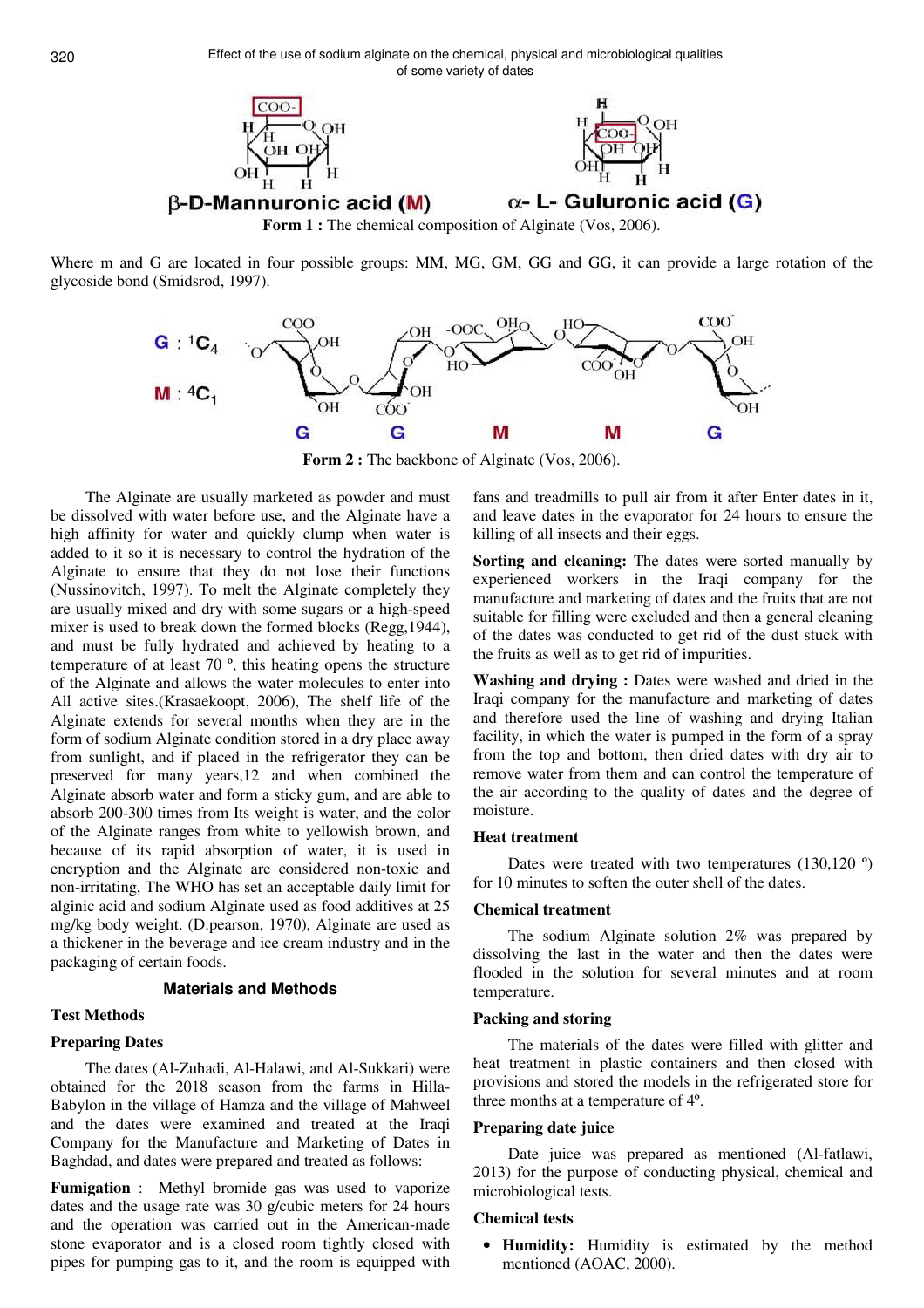β-D-Mannuronic acid (M) α- L- Guluronic acid (G)

**Form 1 :** The chemical composition of Alginate (Vos, 2006).

Where m and G are located in four possible groups: MM, MG, GM, GG and GG, it can provide a large rotation of the glycoside bond (Smidsrod, 1997).

G : $^1C_4$

M : $^4C_1$

G G M M G

**Form 2 :** The backbone of Alginate (Vos, 2006).

The Alginate are usually marketed as powder and must be dissolved with water before use, and the Alginate have a high affinity for water and quickly clump when water is added to it so it is necessary to control the hydration of the Alginate to ensure that they do not lose their functions (Nussinovitch, 1997). To melt the Alginate completely they are usually mixed and dry with some sugars or a high-speed mixer is used to break down the formed blocks (Regg,1944), and must be fully hydrated and achieved by heating to a temperature of at least 70 º, this heating opens the structure of the Alginate and allows the water molecules to enter into All active sites.(Krasaekoopt, 2006), The shelf life of the Alginate extends for several months when they are in the form of sodium Alginate condition stored in a dry place away from sunlight, and if placed in the refrigerator they can be preserved for many years,12 and when combined the Alginate absorb water and form a sticky gum, and are able to absorb 200-300 times from Its weight is water, and the color of the Alginate ranges from white to yellowish brown, and because of its rapid absorption of water, it is used in encryption and the Alginate are considered non-toxic and non-irritating, The WHO has set an acceptable daily limit for alginic acid and sodium Alginate used as food additives at 25 mg/kg body weight. (D.pearson, 1970), Alginate are used as a thickener in the beverage and ice cream industry and in the packaging of certain foods.

## Materials and Methods

### Test Methods

### Preparing Dates

The dates (Al-Zuhadi, Al-Halawi, and Al-Sukkari) were obtained for the 2018 season from the farms in Hilla-Babylon in the village of Hamza and the village of Mahweel and the dates were examined and treated at the Iraqi Company for the Manufacture and Marketing of Dates in Baghdad, and dates were prepared and treated as follows:

**Fumigation** : Methyl bromide gas was used to vaporize dates and the usage rate was 30 g/cubic meters for 24 hours and the operation was carried out in the American-made stone evaporator and is a closed room tightly closed with pipes for pumping gas to it, and the room is equipped with fans and treadmills to pull air from it after Enter dates in it, and leave dates in the evaporator for 24 hours to ensure the killing of all insects and their eggs.

**Sorting and cleaning:** The dates were sorted manually by experienced workers in the Iraqi company for the manufacture and marketing of dates and the fruits that are not suitable for filling were excluded and then a general cleaning of the dates was conducted to get rid of the dust stuck with the fruits as well as to get rid of impurities.

**Washing and drying :** Dates were washed and dried in the Iraqi company for the manufacture and marketing of dates and therefore used the line of washing and drying Italian facility, in which the water is pumped in the form of a spray from the top and bottom, then dried dates with dry air to remove water from them and can control the temperature of the air according to the quality of dates and the degree of moisture.

### Heat treatment

Dates were treated with two temperatures (130,120 º) for 10 minutes to soften the outer shell of the dates.

### Chemical treatment

The sodium Alginate solution 2% was prepared by dissolving the last in the water and then the dates were flooded in the solution for several minutes and at room temperature.

### Packing and storing

The materials of the dates were filled with glitter and heat treatment in plastic containers and then closed with provisions and stored the models in the refrigerated store for three months at a temperature of 4º.

### Preparing date juice

Date juice was prepared as mentioned (Al-fatlawi, 2013) for the purpose of conducting physical, chemical and microbiological tests.

### Chemical tests

- **Humidity:** Humidity is estimated by the method mentioned (AOAC, 2000).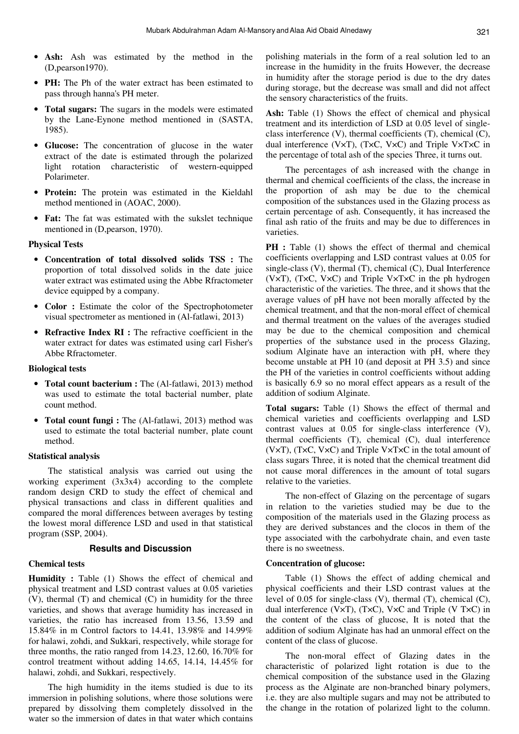- **Ash:** Ash was estimated by the method in the (D,pearson1970).
- **PH:** The Ph of the water extract has been estimated to pass through hanna's PH meter.
- **Total sugars:** The sugars in the models were estimated by the Lane-Eynone method mentioned in (SASTA, 1985).
- **Glucose:** The concentration of glucose in the water extract of the date is estimated through the polarized light rotation characteristic of western-equipped Polarimeter.
- **Protein:** The protein was estimated in the Kieldahl method mentioned in (AOAC, 2000).
- **Fat:** The fat was estimated with the sukslet technique mentioned in (D,pearson, 1970).

### Physical Tests

- **Concentration of total dissolved solids TSS :** The proportion of total dissolved solids in the date juice water extract was estimated using the Abbe Rfractometer device equipped by a company.
- **Color :** Estimate the color of the Spectrophotometer visual spectrometer as mentioned in (Al-fatlawi, 2013)
- **Refractive Index RI :** The refractive coefficient in the water extract for dates was estimated using carl Fisher's Abbe Rfractometer.

### Biological tests

- **Total count bacterium :** The (Al-fatlawi, 2013) method was used to estimate the total bacterial number, plate count method.
- **Total count fungi :** The (Al-fatlawi, 2013) method was used to estimate the total bacterial number, plate count method.

### Statistical analysis

The statistical analysis was carried out using the working experiment (3x3x4) according to the complete random design CRD to study the effect of chemical and physical transactions and class in different qualities and compared the moral differences between averages by testing the lowest moral difference LSD and used in that statistical program (SSP, 2004).

## Results and Discussion

### Chemical tests

**Humidity :** Table (1) Shows the effect of chemical and physical treatment and LSD contrast values at 0.05 varieties (V), thermal (T) and chemical (C) in humidity for the three varieties, and shows that average humidity has increased in varieties, the ratio has increased from 13.56, 13.59 and 15.84% in m Control factors to 14.41, 13.98% and 14.99% for halawi, zohdi, and Sukkari, respectively, while storage for three months, the ratio ranged from 14.23, 12.60, 16.70% for control treatment without adding 14.65, 14.14, 14.45% for halawi, zohdi, and Sukkari, respectively.

The high humidity in the items studied is due to its immersion in polishing solutions, where those solutions were prepared by dissolving them completely dissolved in the water so the immersion of dates in that water which contains polishing materials in the form of a real solution led to an increase in the humidity in the fruits However, the decrease in humidity after the storage period is due to the dry dates during storage, but the decrease was small and did not affect the sensory characteristics of the fruits.

**Ash:** Table (1) Shows the effect of chemical and physical treatment and its interdiction of LSD at 0.05 level of single-class interference (V), thermal coefficients (T), chemical (C), dual interference (V×T), (T×C, V×C) and Triple V×T×C in the percentage of total ash of the species Three, it turns out.

The percentages of ash increased with the change in thermal and chemical coefficients of the class, the increase in the proportion of ash may be due to the chemical composition of the substances used in the Glazing process as certain percentage of ash. Consequently, it has increased the final ash ratio of the fruits and may be due to differences in varieties.

**PH :** Table (1) shows the effect of thermal and chemical coefficients overlapping and LSD contrast values at 0.05 for single-class (V), thermal (T), chemical (C), Dual Interference (V×T), (T×C, V×C) and Triple V×T×C in the ph hydrogen characteristic of the varieties. The three, and it shows that the average values of pH have not been morally affected by the chemical treatment, and that the non-moral effect of chemical and thermal treatment on the values of the averages studied may be due to the chemical composition and chemical properties of the substance used in the process Glazing, sodium Alginate have an interaction with pH, where they become unstable at PH 10 (and deposit at PH 3.5) and since the PH of the varieties in control coefficients without adding is basically 6.9 so no moral effect appears as a result of the addition of sodium Alginate.

**Total sugars:** Table (1) Shows the effect of thermal and chemical varieties and coefficients overlapping and LSD contrast values at 0.05 for single-class interference (V), thermal coefficients (T), chemical (C), dual interference (V×T), (T×C, V×C) and Triple V×T×C in the total amount of class sugars Three, it is noted that the chemical treatment did not cause moral differences in the amount of total sugars relative to the varieties.

The non-effect of Glazing on the percentage of sugars in relation to the varieties studied may be due to the composition of the materials used in the Glazing process as they are derived substances and the clocos in them of the type associated with the carbohydrate chain, and even taste there is no sweetness.

**Concentration of glucose:**

Table (1) Shows the effect of adding chemical and physical coefficients and their LSD contrast values at the level of 0.05 for single-class (V), thermal (T), chemical (C), dual interference (V×T), (T×C), V×C and Triple (V T×C) in the content of the class of glucose, It is noted that the addition of sodium Alginate has had an unmoral effect on the content of the class of glucose.

The non-moral effect of Glazing dates in the characteristic of polarized light rotation is due to the chemical composition of the substance used in the Glazing process as the Alginate are non-branched binary polymers, i.e. they are also multiple sugars and may not be attributed to the change in the rotation of polarized light to the column.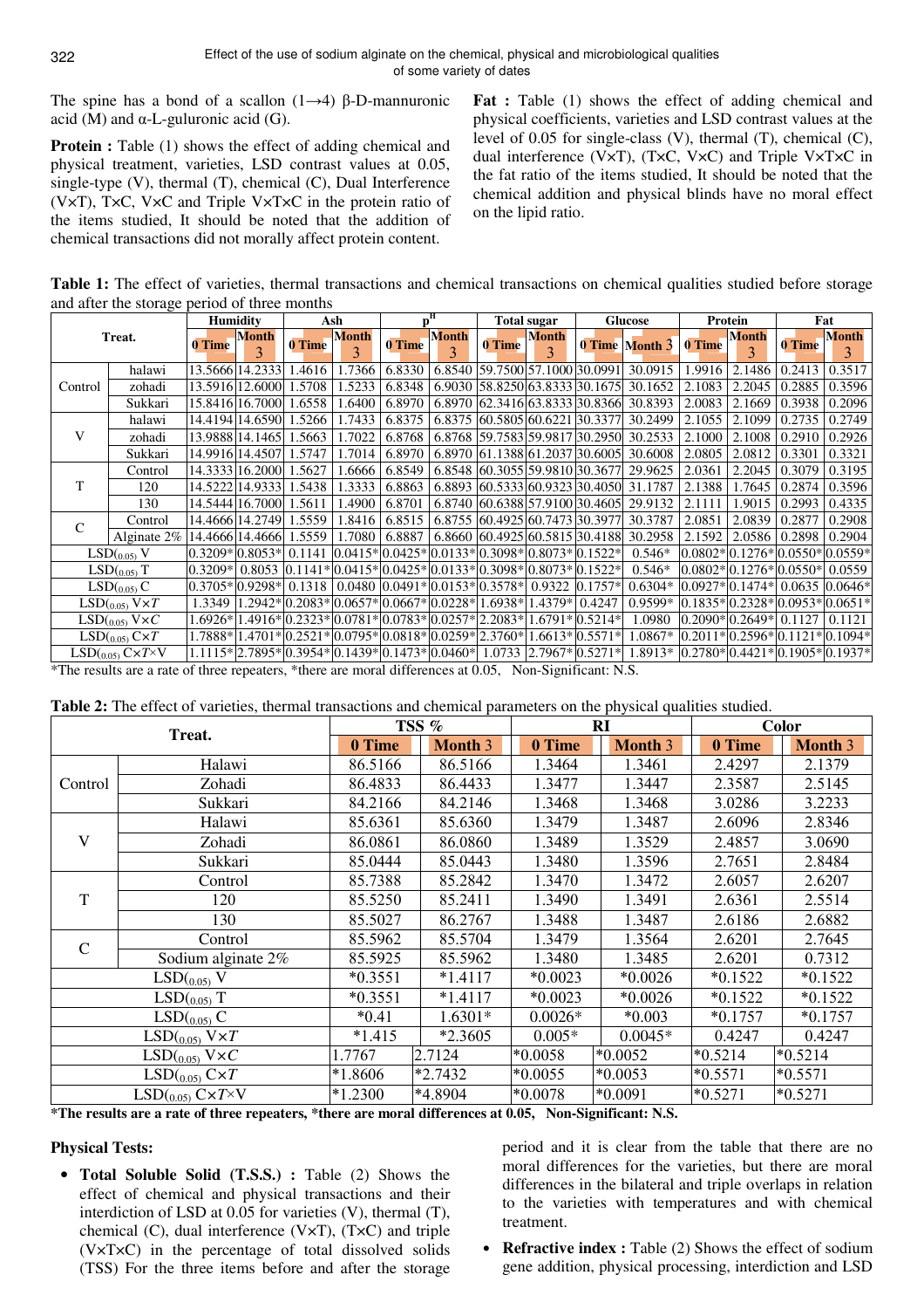The spine has a bond of a scallon (1→4) β-D-mannuronic acid (M) and α-L-guluronic acid (G).

**Protein :** Table (1) shows the effect of adding chemical and physical treatment, varieties, LSD contrast values at 0.05, single-type (V), thermal (T), chemical (C), Dual Interference (V×T), T×C, V×C and Triple V×T×C in the protein ratio of the items studied, It should be noted that the addition of chemical transactions did not morally affect protein content.

**Fat :** Table (1) shows the effect of adding chemical and physical coefficients, varieties and LSD contrast values at the level of 0.05 for single-class (V), thermal (T), chemical (C), dual interference (V×T), (T×C, V×C) and Triple V×T×C in the fat ratio of the items studied, It should be noted that the chemical addition and physical blinds have no moral effect on the lipid ratio.

**Table 1:** The effect of varieties, thermal transactions and chemical transactions on chemical qualities studied before storage and after the storage period of three months

| Treat. | | Humidity | | Ash | | pH | | Total sugar | | Glucose | | Protein | | Fat | |
|---|---|---|---|---|---|---|---|---|---|---|---|---|---|---|---|
| | | 0 Time | Month 3 | 0 Time | Month 3 | 0 Time | Month 3 | 0 Time | Month 3 | 0 Time | Month 3 | 0 Time | Month 3 | 0 Time | Month 3 |
| Control | halawi | 13.5666 | 14.2333 | 1.4616 | 1.7366 | 6.8330 | 6.8540 | 59.7500 | 57.1000 | 30.0991 | 30.0915 | 1.9916 | 2.1486 | 0.2413 | 0.3517 |
| | zohadi | 13.5916 | 12.6000 | 1.5708 | 1.5233 | 6.8348 | 6.9030 | 58.8250 | 63.8333 | 30.1675 | 30.1652 | 2.1083 | 2.2045 | 0.2885 | 0.3596 |
| | Sukkari | 15.8416 | 16.7000 | 1.6558 | 1.6400 | 6.8970 | 6.8970 | 62.3416 | 63.8333 | 30.8366 | 30.8393 | 2.0083 | 2.1669 | 0.3938 | 0.2096 |
| V | halawi | 14.4194 | 14.6590 | 1.5266 | 1.7433 | 6.8375 | 6.8375 | 60.5805 | 60.6221 | 30.3377 | 30.2499 | 2.1055 | 2.1099 | 0.2735 | 0.2749 |
| | zohadi | 13.9888 | 14.1465 | 1.5663 | 1.7022 | 6.8768 | 6.8768 | 59.7583 | 59.9817 | 30.2950 | 30.2533 | 2.1000 | 2.1008 | 0.2910 | 0.2926 |
| | Sukkari | 14.9916 | 14.4507 | 1.5747 | 1.7014 | 6.8970 | 6.8970 | 61.1388 | 61.2037 | 30.6005 | 30.6008 | 2.0805 | 2.0812 | 0.3301 | 0.3321 |
| T | Control | 14.3333 | 16.2000 | 1.5627 | 1.6666 | 6.8549 | 6.8548 | 60.3055 | 59.9810 | 30.3677 | 29.9625 | 2.0361 | 2.2045 | 0.3079 | 0.3195 |
| | 120 | 14.5222 | 14.9333 | 1.5438 | 1.3333 | 6.8863 | 6.8893 | 60.5333 | 60.9323 | 30.4050 | 31.1787 | 2.1388 | 1.7645 | 0.2874 | 0.3596 |
| | 130 | 14.5444 | 16.7000 | 1.5611 | 1.4900 | 6.8701 | 6.8740 | 60.6388 | 57.9100 | 30.4605 | 29.9132 | 2.1111 | 1.9015 | 0.2993 | 0.4335 |
| C | Control | 14.4666 | 14.2749 | 1.5559 | 1.8416 | 6.8515 | 6.8755 | 60.4925 | 60.7473 | 30.3977 | 30.3787 | 2.0851 | 2.0839 | 0.2877 | 0.2908 |
| | Alginate 2% | 14.4666 | 14.4666 | 1.5559 | 1.7080 | 6.8887 | 6.8660 | 60.4925 | 60.5815 | 30.4188 | 30.2958 | 2.1592 | 2.0586 | 0.2898 | 0.2904 |
| $LSD_{(0.05)}$ V | | 0.3209* | 0.8053* | 0.1141 | 0.0415* | 0.0425* | 0.0133* | 0.3098* | 0.8073* | 0.1522* | 0.546* | 0.0802* | 0.1276* | 0.0550* | 0.0559* |
| $LSD_{(0.05)}$ T | | 0.3209* | 0.8053 | 0.1141* | 0.0415* | 0.0425* | 0.0133* | 0.3098* | 0.8073* | 0.1522* | 0.546* | 0.0802* | 0.1276* | 0.0550* | 0.0559 |
| $LSD_{(0.05)}$ C | | 0.3705* | 0.9298* | 0.1318 | 0.0480 | 0.0491* | 0.0153* | 0.3578* | 0.9322 | 0.1757* | 0.6304* | 0.0927* | 0.1474* | 0.0635 | 0.0646* |
| $LSD_{(0.05)}$ V×T | | 1.3349 | 1.2942* | 0.2083* | 0.0657* | 0.0667* | 0.0228* | 1.6938* | 1.4379* | 0.4247 | 0.9599* | 0.1835* | 0.2328* | 0.0953* | 0.0651* |
| $LSD_{(0.05)}$ V×C | | 1.6926* | 1.4916* | 0.2323* | 0.0781* | 0.0783* | 0.0257* | 2.2083* | 1.6791* | 0.5214* | 1.0980 | 0.2090* | 0.2649* | 0.1127 | 0.1121 |
| $LSD_{(0.05)}$ C×T | | 1.7888* | 1.4701* | 0.2521* | 0.0795* | 0.0818* | 0.0259* | 2.3760* | 1.6613* | 0.5571* | 1.0867* | 0.2011* | 0.2596* | 0.1121* | 0.1094* |
| $LSD_{(0.05)}$ C×T×V | | 1.1115* | 2.7895* | 0.3954* | 0.1439* | 0.1473* | 0.0460* | 1.0733 | 2.7967* | 0.5271* | 1.8913* | 0.2780* | 0.4421* | 0.1905* | 0.1937* |

*The results are a rate of three repeaters, *there are moral differences at 0.05, Non-Significant: N.S.

**Table 2:** The effect of varieties, thermal transactions and chemical parameters on the physical qualities studied.

| Treat. | | TSS % | | RI | | Color | |
|---|---|---|---|---|---|---|---|
| | | 0 Time | Month 3 | 0 Time | Month 3 | 0 Time | Month 3 |
| Control | Halawi | 86.5166 | 86.5166 | 1.3464 | 1.3461 | 2.4297 | 2.1379 |
| | Zohadi | 86.4833 | 86.4433 | 1.3477 | 1.3447 | 2.3587 | 2.5145 |
| | Sukkari | 84.2166 | 84.2146 | 1.3468 | 1.3468 | 3.0286 | 3.2233 |
| V | Halawi | 85.6361 | 85.6360 | 1.3479 | 1.3487 | 2.6096 | 2.8346 |
| | Zohadi | 86.0861 | 86.0860 | 1.3489 | 1.3529 | 2.4857 | 3.0690 |
| | Sukkari | 85.0444 | 85.0443 | 1.3480 | 1.3596 | 2.7651 | 2.8484 |
| T | Control | 85.7388 | 85.2842 | 1.3470 | 1.3472 | 2.6057 | 2.6207 |
| | 120 | 85.5250 | 85.2411 | 1.3490 | 1.3491 | 2.6361 | 2.5514 |
| | 130 | 85.5027 | 86.2767 | 1.3488 | 1.3487 | 2.6186 | 2.6882 |
| C | Control | 85.5962 | 85.5704 | 1.3479 | 1.3564 | 2.6201 | 2.7645 |
| | Sodium alginate 2% | 85.5925 | 85.5962 | 1.3480 | 1.3485 | 2.6201 | 0.7312 |
| $LSD_{(0.05)}$ V | | *0.3551 | *1.4117 | *0.0023 | *0.0026 | *0.1522 | *0.1522 |
| $LSD_{(0.05)}$ T | | *0.3551 | *1.4117 | *0.0023 | *0.0026 | *0.1522 | *0.1522 |
| $LSD_{(0.05)}$ C | | *0.41 | 1.6301* | 0.0026* | *0.003 | *0.1757 | *0.1757 |
| $LSD_{(0.05)}$ V×T | | *1.415 | *2.3605 | 0.005* | 0.0045* | 0.4247 | 0.4247 |
| $LSD_{(0.05)}$ V×C | | 1.7767 | 2.7124 | *0.0058 | *0.0052 | *0.5214 | *0.5214 |
| $LSD_{(0.05)}$ C×T | | *1.8606 | *2.7432 | *0.0055 | *0.0053 | *0.5571 | *0.5571 |
| $LSD_{(0.05)}$ C×T×V | | *1.2300 | *4.8904 | *0.0078 | *0.0091 | *0.5271 | *0.5271 |

**\*The results are a rate of three repeaters, \*there are moral differences at 0.05, Non-Significant: N.S.**

**Physical Tests:**

- **Total Soluble Solid (T.S.S.) :** Table (2) Shows the effect of chemical and physical transactions and their interdiction of LSD at 0.05 for varieties (V), thermal (T), chemical (C), dual interference (V×T), (T×C) and triple (V×T×C) in the percentage of total dissolved solids (TSS) For the three items before and after the storage period and it is clear from the table that there are no moral differences for the varieties, but there are moral differences in the bilateral and triple overlaps in relation to the varieties with temperatures and with chemical treatment.
- **Refractive index :** Table (2) Shows the effect of sodium gene addition, physical processing, interdiction and LSD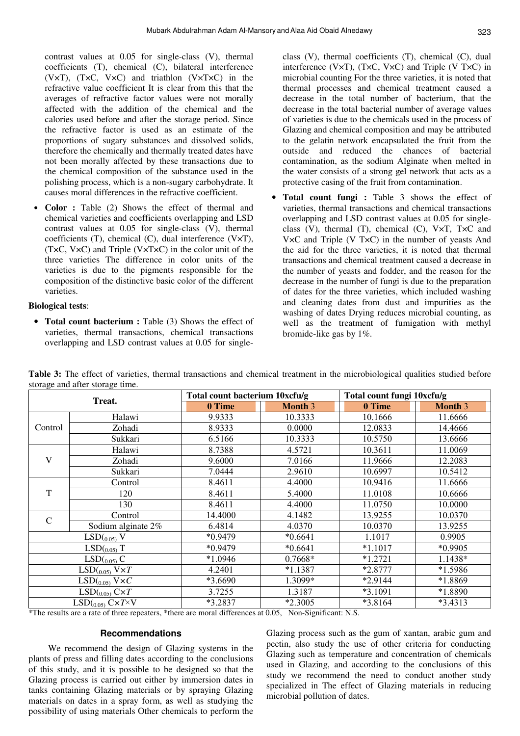contrast values at 0.05 for single-class (V), thermal coefficients (T), chemical (C), bilateral interference (V×T), (T×C, V×C) and triathlon (V×T×C) in the refractive value coefficient It is clear from this that the averages of refractive factor values were not morally affected with the addition of the chemical and the calories used before and after the storage period. Since the refractive factor is used as an estimate of the proportions of sugary substances and dissolved solids, therefore the chemically and thermally treated dates have not been morally affected by these transactions due to the chemical composition of the substance used in the polishing process, which is a non-sugary carbohydrate. It causes moral differences in the refractive coefficient.

- **Color :** Table (2) Shows the effect of thermal and chemical varieties and coefficients overlapping and LSD contrast values at 0.05 for single-class (V), thermal coefficients (T), chemical (C), dual interference (V×T), (T×C, V×C) and Triple (V×T×C) in the color unit of the three varieties The difference in color units of the varieties is due to the pigments responsible for the composition of the distinctive basic color of the different varieties.

**Biological tests**:

- **Total count bacterium :** Table (3) Shows the effect of varieties, thermal transactions, chemical transactions overlapping and LSD contrast values at 0.05 for single-class (V), thermal coefficients (T), chemical (C), dual interference (V×T), (T×C, V×C) and Triple (V T×C) in microbial counting For the three varieties, it is noted that thermal processes and chemical treatment caused a decrease in the total number of bacterium, that the decrease in the total bacterial number of average values of varieties is due to the chemicals used in the process of Glazing and chemical composition and may be attributed to the gelatin network encapsulated the fruit from the outside and reduced the chances of bacterial contamination, as the sodium Alginate when melted in the water consists of a strong gel network that acts as a protective casing of the fruit from contamination.
- **Total count fungi :** Table 3 shows the effect of varieties, thermal transactions and chemical transactions overlapping and LSD contrast values at 0.05 for single-class (V), thermal (T), chemical (C), V×T, T×C and V×C and Triple (V T×C) in the number of yeasts And the aid for the three varieties, it is noted that thermal transactions and chemical treatment caused a decrease in the number of yeasts and fodder, and the reason for the decrease in the number of fungi is due to the preparation of dates for the three varieties, which included washing and cleaning dates from dust and impurities as the washing of dates Drying reduces microbial counting, as well as the treatment of fumigation with methyl bromide-like gas by 1%.

**Table 3:** The effect of varieties, thermal transactions and chemical treatment in the microbiological qualities studied before storage and after storage time.

| Treat. | | Total count bacterium 10xcfu/g | | Total count fungi 10xcfu/g | |
|---|---|---|---|---|---|
| | | 0 Time | Month 3 | 0 Time | Month 3 |
| Control | Halawi | 9.9333 | 10.3333 | 10.1666 | 11.6666 |
| | Zohadi | 8.9333 | 0.0000 | 12.0833 | 14.4666 |
| | Sukkari | 6.5166 | 10.3333 | 10.5750 | 13.6666 |
| V | Halawi | 8.7388 | 4.5721 | 10.3611 | 11.0069 |
| | Zohadi | 9.6000 | 7.0166 | 11.9666 | 12.2083 |
| | Sukkari | 7.0444 | 2.9610 | 10.6997 | 10.5412 |
| T | Control | 8.4611 | 4.4000 | 10.9416 | 11.6666 |
| | 120 | 8.4611 | 5.4000 | 11.0108 | 10.6666 |
| | 130 | 8.4611 | 4.4000 | 11.0750 | 10.0000 |
| C | Control | 14.4000 | 4.1482 | 13.9255 | 10.0370 |
| | Sodium alginate 2% | 6.4814 | 4.0370 | 10.0370 | 13.9255 |
| $LSD_{(0.05)}$ V | | *0.9479 | *0.6641 | 1.1017 | 0.9905 |
| $LSD_{(0.05)}$ T | | *0.9479 | *0.6641 | *1.1017 | *0.9905 |
| $LSD_{(0.05)}$ C | | *1.0946 | 0.7668* | *1.2721 | 1.1438* |
| $LSD_{(0.05)}$ V×T | | 4.2401 | *1.1387 | *2.8777 | *1.5986 |
| $LSD_{(0.05)}$ V×C | | *3.6690 | 1.3099* | *2.9144 | *1.8869 |
| $LSD_{(0.05)}$ C×T | | 3.7255 | 1.3187 | *3.1091 | *1.8890 |
| $LSD_{(0.05)}$ C×T×V | | *3.2837 | *2.3005 | *3.8164 | *3.4313 |

*The results are a rate of three repeaters, *there are moral differences at 0.05, Non-Significant: N.S.

## Recommendations

We recommend the design of Glazing systems in the plants of press and filling dates according to the conclusions of this study, and it is possible to be designed so that the Glazing process is carried out either by immersion dates in tanks containing Glazing materials or by spraying Glazing materials on dates in a spray form, as well as studying the possibility of using materials Other chemicals to perform the Glazing process such as the gum of xantan, arabic gum and pectin, also study the use of other criteria for conducting Glazing such as temperature and concentration of chemicals used in Glazing, and according to the conclusions of this study we recommend the need to conduct another study specialized in The effect of Glazing materials in reducing microbial pollution of dates.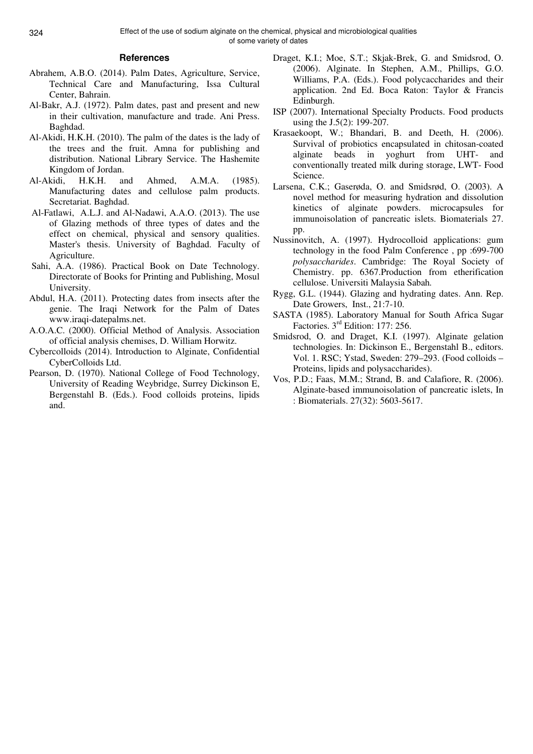## References

Abrahem, A.B.O. (2014). Palm Dates, Agriculture, Service, Technical Care and Manufacturing, Issa Cultural Center, Bahrain.

Al-Bakr, A.J. (1972). Palm dates, past and present and new in their cultivation, manufacture and trade. Ani Press. Baghdad.

Al-Akidi, H.K.H. (2010). The palm of the dates is the lady of the trees and the fruit. Amna for publishing and distribution. National Library Service. The Hashemite Kingdom of Jordan.

Al-Akidi, H.K.H. and Ahmed, A.M.A. (1985). Manufacturing dates and cellulose palm products. Secretariat. Baghdad.

Al-Fatlawi, A.L.J. and Al-Nadawi, A.A.O. (2013). The use of Glazing methods of three types of dates and the effect on chemical, physical and sensory qualities. Master's thesis. University of Baghdad. Faculty of Agriculture.

Sahi, A.A. (1986). Practical Book on Date Technology. Directorate of Books for Printing and Publishing, Mosul University.

Abdul, H.A. (2011). Protecting dates from insects after the genie. The Iraqi Network for the Palm of Dates www.iraqi-datepalms.net.

A.O.A.C. (2000). Official Method of Analysis. Association of official analysis chemises, D. William Horwitz.

Cybercolloids (2014). Introduction to Alginate, Confidential CyberColloids Ltd.

Pearson, D. (1970). National College of Food Technology, University of Reading Weybridge, Surrey Dickinson E, Bergenstahl B. (Eds.). Food colloids proteins, lipids and.

Draget, K.I.; Moe, S.T.; Skjak-Brek, G. and Smidsrod, O. (2006). Alginate. In Stephen, A.M., Phillips, G.O. Williams, P.A. (Eds.). Food polycaccharides and their application. 2nd Ed. Boca Raton: Taylor & Francis Edinburgh.

ISP (2007). International Specialty Products. Food products using the J.5(2): 199-207.

Krasaekoopt, W.; Bhandari, B. and Deeth, H. (2006). Survival of probiotics encapsulated in chitosan-coated alginate beads in yoghurt from UHT- and conventionally treated milk during storage, LWT- Food Science.

Larsena, C.K.; Gaserøda, O. and Smidsrød, O. (2003). A novel method for measuring hydration and dissolution kinetics of alginate powders. microcapsules for immunoisolation of pancreatic islets. Biomaterials 27. pp.

Nussinovitch, A. (1997). Hydrocolloid applications: gum technology in the food Palm Conference , pp :699-700 *polysaccharides*. Cambridge: The Royal Society of Chemistry. pp. 6367.Production from etherification cellulose. Universiti Malaysia Sabah.

Rygg, G.L. (1944). Glazing and hydrating dates. Ann. Rep. Date Growers, Inst., 21:7-10.

SASTA (1985). Laboratory Manual for South Africa Sugar Factories. 3rd Edition: 177: 256.

Smidsrod, O. and Draget, K.I. (1997). Alginate gelation technologies. In: Dickinson E., Bergenstahl B., editors. Vol. 1. RSC; Ystad, Sweden: 279–293. (Food colloids – Proteins, lipids and polysaccharides).

Vos, P.D.; Faas, M.M.; Strand, B. and Calafiore, R. (2006). Alginate-based immunoisolation of pancreatic islets, In : Biomaterials. 27(32): 5603-5617.